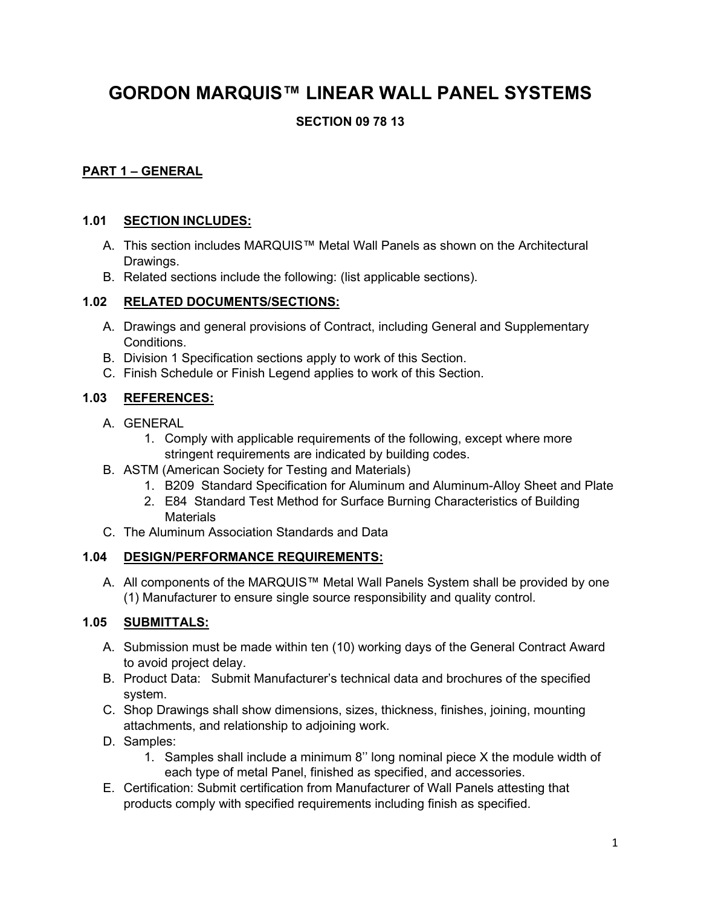# GORDON MARQUIS™ LINEAR WALL PANEL SYSTEMS

**SECTION 09 78 13**

## PART 1 – GENERAL

### 1.01 SECTION INCLUDES:

A. This section includes MARQUIS™ Metal Wall Panels as shown on the Architectural Drawings.

B. Related sections include the following: (list applicable sections).

### 1.02 RELATED DOCUMENTS/SECTIONS:

A. Drawings and general provisions of Contract, including General and Supplementary Conditions.

B. Division 1 Specification sections apply to work of this Section.

C. Finish Schedule or Finish Legend applies to work of this Section.

### 1.03 REFERENCES:

A. GENERAL
   1. Comply with applicable requirements of the following, except where more stringent requirements are indicated by building codes.

B. ASTM (American Society for Testing and Materials)
   1. B209 Standard Specification for Aluminum and Aluminum-Alloy Sheet and Plate
   2. E84 Standard Test Method for Surface Burning Characteristics of Building Materials

C. The Aluminum Association Standards and Data

### 1.04 DESIGN/PERFORMANCE REQUIREMENTS:

A. All components of the MARQUIS™ Metal Wall Panels System shall be provided by one (1) Manufacturer to ensure single source responsibility and quality control.

### 1.05 SUBMITTALS:

A. Submission must be made within ten (10) working days of the General Contract Award to avoid project delay.

B. Product Data: Submit Manufacturer's technical data and brochures of the specified system.

C. Shop Drawings shall show dimensions, sizes, thickness, finishes, joining, mounting attachments, and relationship to adjoining work.

D. Samples:
   1. Samples shall include a minimum 8'' long nominal piece X the module width of each type of metal Panel, finished as specified, and accessories.

E. Certification: Submit certification from Manufacturer of Wall Panels attesting that products comply with specified requirements including finish as specified.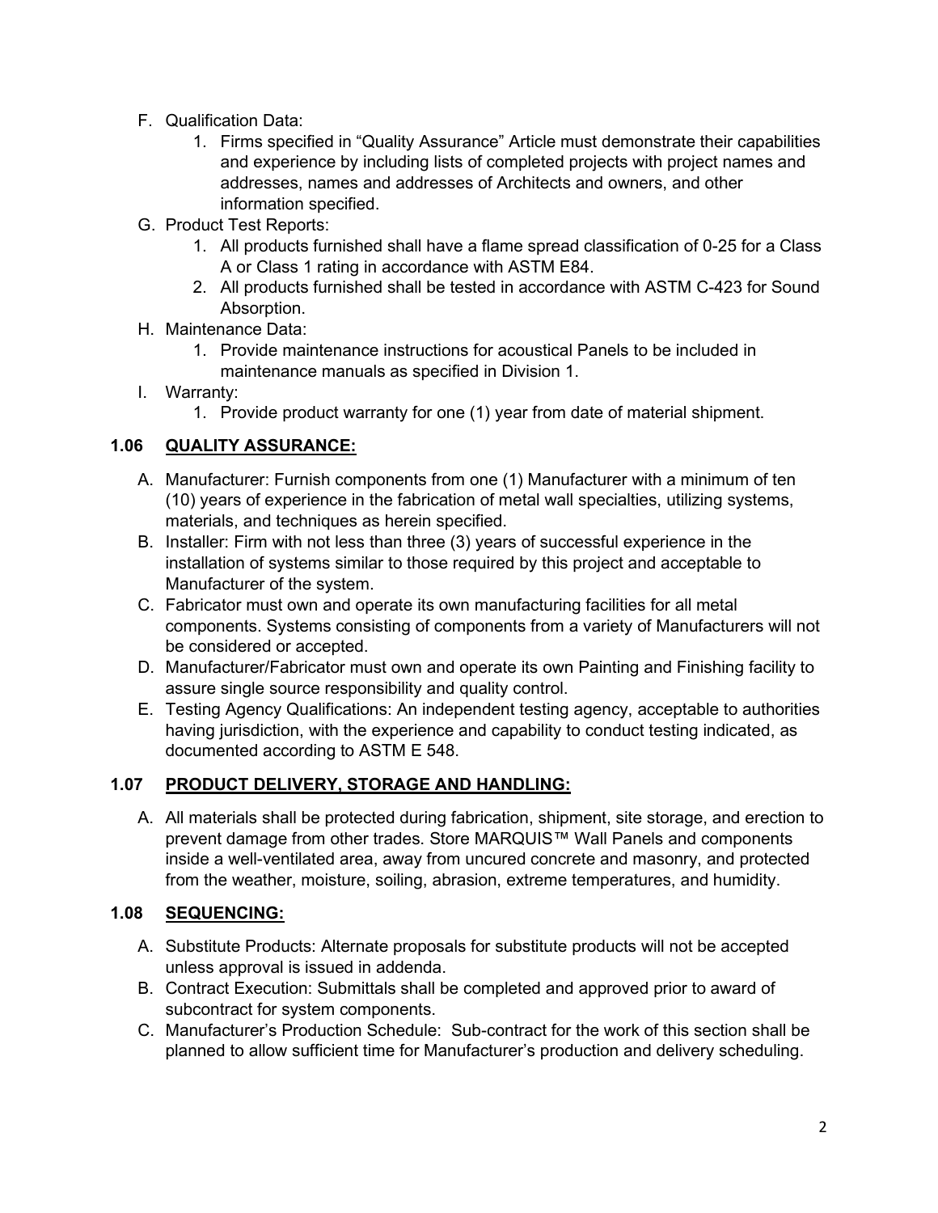F. Qualification Data:
    1. Firms specified in "Quality Assurance" Article must demonstrate their capabilities and experience by including lists of completed projects with project names and addresses, names and addresses of Architects and owners, and other information specified.
G. Product Test Reports:
    1. All products furnished shall have a flame spread classification of 0-25 for a Class A or Class 1 rating in accordance with ASTM E84.
    2. All products furnished shall be tested in accordance with ASTM C-423 for Sound Absorption.
H. Maintenance Data:
    1. Provide maintenance instructions for acoustical Panels to be included in maintenance manuals as specified in Division 1.
I. Warranty:
    1. Provide product warranty for one (1) year from date of material shipment.

### 1.06 QUALITY ASSURANCE:

A. Manufacturer: Furnish components from one (1) Manufacturer with a minimum of ten (10) years of experience in the fabrication of metal wall specialties, utilizing systems, materials, and techniques as herein specified.
B. Installer: Firm with not less than three (3) years of successful experience in the installation of systems similar to those required by this project and acceptable to Manufacturer of the system.
C. Fabricator must own and operate its own manufacturing facilities for all metal components. Systems consisting of components from a variety of Manufacturers will not be considered or accepted.
D. Manufacturer/Fabricator must own and operate its own Painting and Finishing facility to assure single source responsibility and quality control.
E. Testing Agency Qualifications: An independent testing agency, acceptable to authorities having jurisdiction, with the experience and capability to conduct testing indicated, as documented according to ASTM E 548.

### 1.07 PRODUCT DELIVERY, STORAGE AND HANDLING:

A. All materials shall be protected during fabrication, shipment, site storage, and erection to prevent damage from other trades. Store MARQUIS™ Wall Panels and components inside a well-ventilated area, away from uncured concrete and masonry, and protected from the weather, moisture, soiling, abrasion, extreme temperatures, and humidity.

### 1.08 SEQUENCING:

A. Substitute Products: Alternate proposals for substitute products will not be accepted unless approval is issued in addenda.
B. Contract Execution: Submittals shall be completed and approved prior to award of subcontract for system components.
C. Manufacturer's Production Schedule: Sub-contract for the work of this section shall be planned to allow sufficient time for Manufacturer's production and delivery scheduling.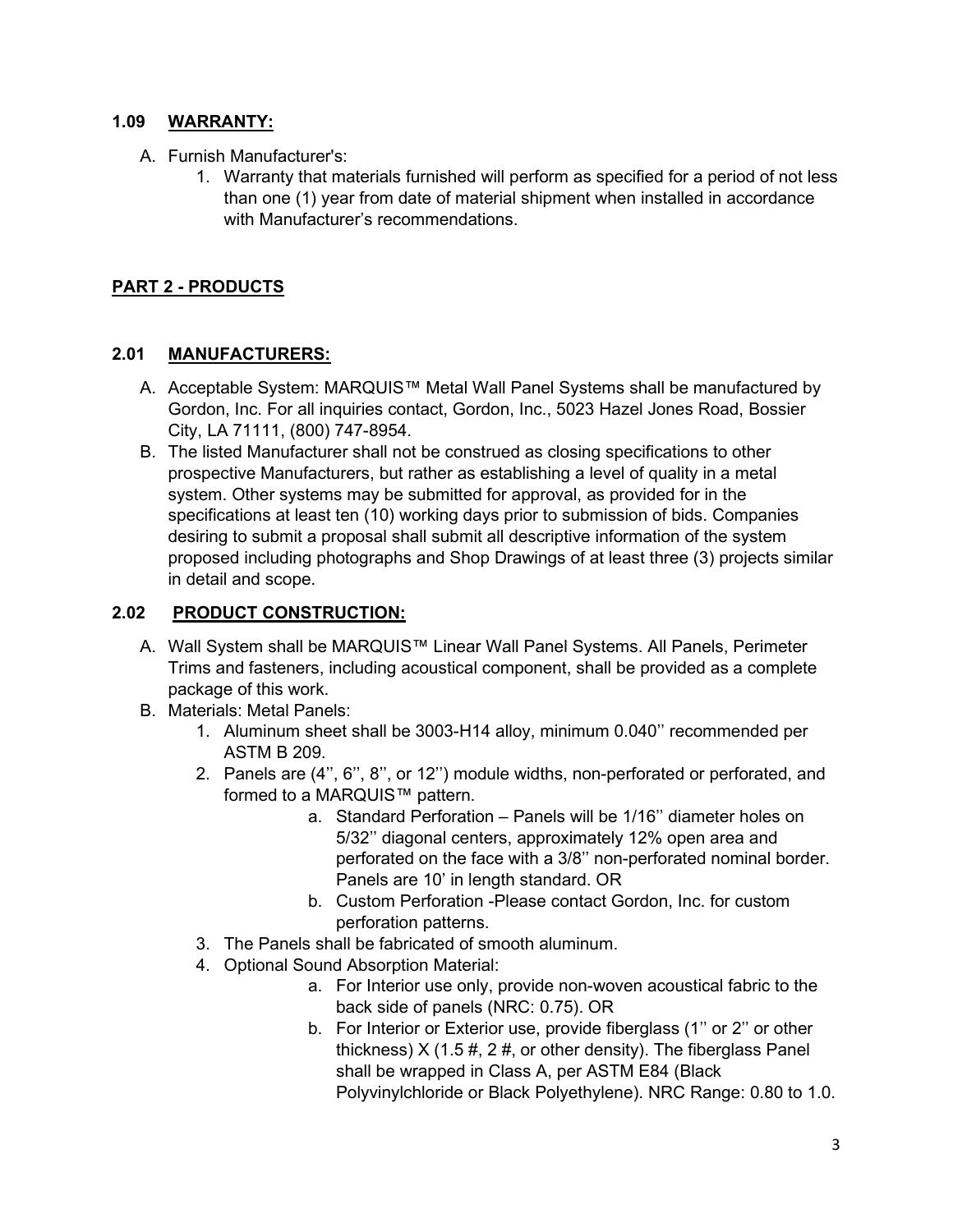### 1.09 WARRANTY:

A. Furnish Manufacturer's:
   1. Warranty that materials furnished will perform as specified for a period of not less than one (1) year from date of material shipment when installed in accordance with Manufacturer's recommendations.

## PART 2 - PRODUCTS

### 2.01 MANUFACTURERS:

A. Acceptable System: MARQUIS™ Metal Wall Panel Systems shall be manufactured by Gordon, Inc. For all inquiries contact, Gordon, Inc., 5023 Hazel Jones Road, Bossier City, LA 71111, (800) 747-8954.

B. The listed Manufacturer shall not be construed as closing specifications to other prospective Manufacturers, but rather as establishing a level of quality in a metal system. Other systems may be submitted for approval, as provided for in the specifications at least ten (10) working days prior to submission of bids. Companies desiring to submit a proposal shall submit all descriptive information of the system proposed including photographs and Shop Drawings of at least three (3) projects similar in detail and scope.

### 2.02 PRODUCT CONSTRUCTION:

A. Wall System shall be MARQUIS™ Linear Wall Panel Systems. All Panels, Perimeter Trims and fasteners, including acoustical component, shall be provided as a complete package of this work.

B. Materials: Metal Panels:
   1. Aluminum sheet shall be 3003-H14 alloy, minimum 0.040'' recommended per ASTM B 209.
   2. Panels are (4'', 6'', 8'', or 12'') module widths, non-perforated or perforated, and formed to a MARQUIS™ pattern.
      a. Standard Perforation – Panels will be 1/16'' diameter holes on 5/32'' diagonal centers, approximately 12% open area and perforated on the face with a 3/8'' non-perforated nominal border. Panels are 10' in length standard. OR
      b. Custom Perforation -Please contact Gordon, Inc. for custom perforation patterns.
   3. The Panels shall be fabricated of smooth aluminum.
   4. Optional Sound Absorption Material:
      a. For Interior use only, provide non-woven acoustical fabric to the back side of panels (NRC: 0.75). OR
      b. For Interior or Exterior use, provide fiberglass (1'' or 2'' or other thickness) X (1.5 #, 2 #, or other density). The fiberglass Panel shall be wrapped in Class A, per ASTM E84 (Black Polyvinylchloride or Black Polyethylene). NRC Range: 0.80 to 1.0.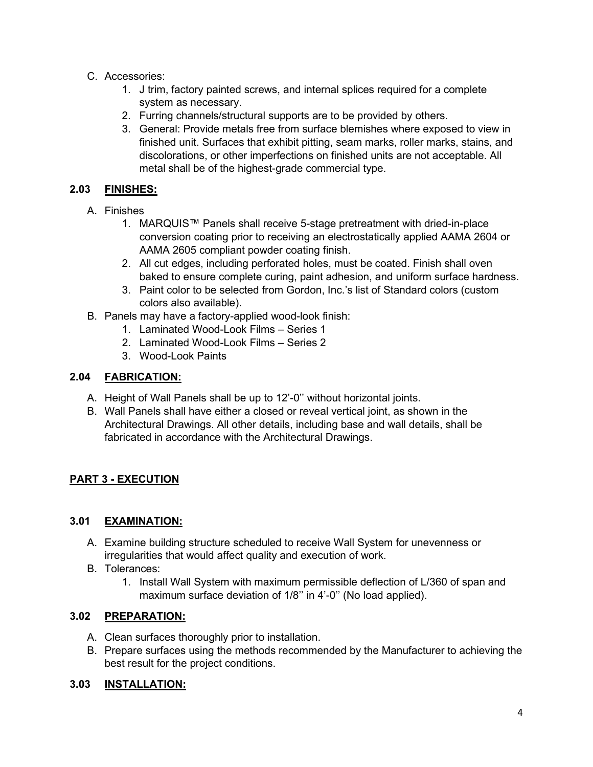C. Accessories:
    1. J trim, factory painted screws, and internal splices required for a complete system as necessary.
    2. Furring channels/structural supports are to be provided by others.
    3. General: Provide metals free from surface blemishes where exposed to view in finished unit. Surfaces that exhibit pitting, seam marks, roller marks, stains, and discolorations, or other imperfections on finished units are not acceptable. All metal shall be of the highest-grade commercial type.

### 2.03 <u>FINISHES:</u>

A. Finishes
    1. MARQUIS™ Panels shall receive 5-stage pretreatment with dried-in-place conversion coating prior to receiving an electrostatically applied AAMA 2604 or AAMA 2605 compliant powder coating finish.
    2. All cut edges, including perforated holes, must be coated. Finish shall oven baked to ensure complete curing, paint adhesion, and uniform surface hardness.
    3. Paint color to be selected from Gordon, Inc.'s list of Standard colors (custom colors also available).

B. Panels may have a factory-applied wood-look finish:
    1. Laminated Wood-Look Films – Series 1
    2. Laminated Wood-Look Films – Series 2
    3. Wood-Look Paints

### 2.04 <u>FABRICATION:</u>

A. Height of Wall Panels shall be up to 12'-0'' without horizontal joints.
B. Wall Panels shall have either a closed or reveal vertical joint, as shown in the Architectural Drawings. All other details, including base and wall details, shall be fabricated in accordance with the Architectural Drawings.

## <u>PART 3 - EXECUTION</u>

### 3.01 <u>EXAMINATION:</u>

A. Examine building structure scheduled to receive Wall System for unevenness or irregularities that would affect quality and execution of work.
B. Tolerances:
    1. Install Wall System with maximum permissible deflection of L/360 of span and maximum surface deviation of 1/8'' in 4'-0'' (No load applied).

### 3.02 <u>PREPARATION:</u>

A. Clean surfaces thoroughly prior to installation.
B. Prepare surfaces using the methods recommended by the Manufacturer to achieving the best result for the project conditions.

### 3.03 <u>INSTALLATION:</u>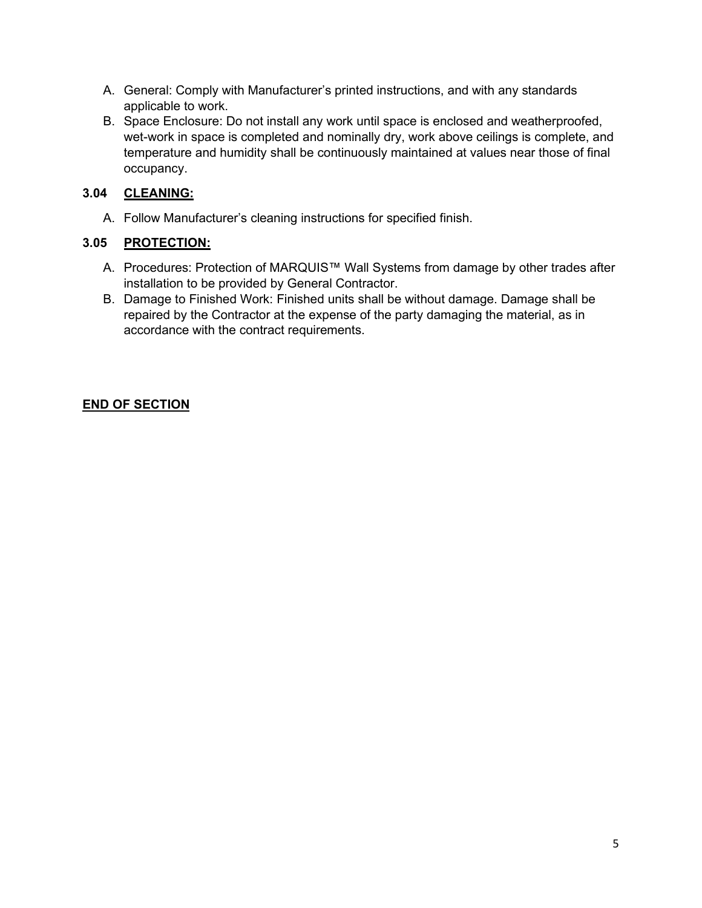A. General: Comply with Manufacturer's printed instructions, and with any standards applicable to work.
B. Space Enclosure: Do not install any work until space is enclosed and weatherproofed, wet-work in space is completed and nominally dry, work above ceilings is complete, and temperature and humidity shall be continuously maintained at values near those of final occupancy.

### 3.04 CLEANING:

A. Follow Manufacturer's cleaning instructions for specified finish.

### 3.05 PROTECTION:

A. Procedures: Protection of MARQUIS™ Wall Systems from damage by other trades after installation to be provided by General Contractor.
B. Damage to Finished Work: Finished units shall be without damage. Damage shall be repaired by the Contractor at the expense of the party damaging the material, as in accordance with the contract requirements.

**END OF SECTION**